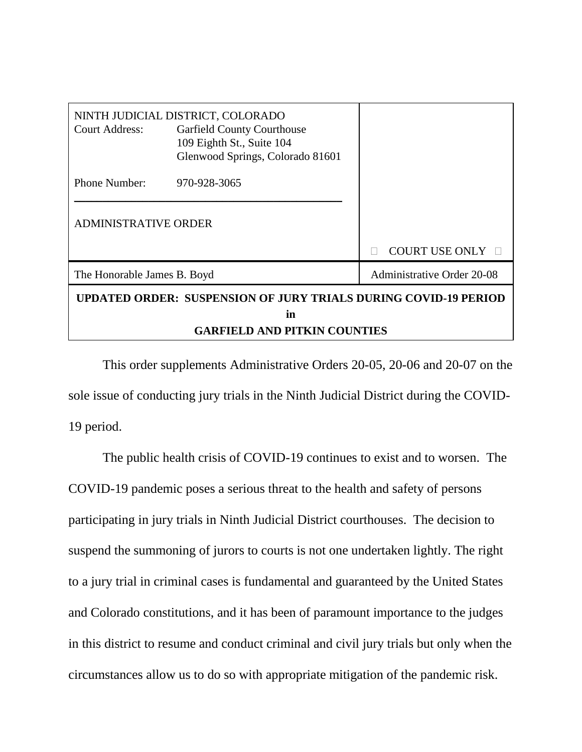| NINTH JUDICIAL DISTRICT, COLORADO<br>Court Address: Garfield County Courthouse<br>109 Eighth St., Suite 104<br>Glenwood Springs, Colorado 81601<br><br>Phone Number: 970-928-3065<br><br>ADMINISTRATIVE ORDER | COURT USE ONLY |
| --- | --- |
| The Honorable James B. Boyd | Administrative Order 20-08 |

**UPDATED ORDER: SUSPENSION OF JURY TRIALS DURING COVID-19 PERIOD in GARFIELD AND PITKIN COUNTIES**

This order supplements Administrative Orders 20-05, 20-06 and 20-07 on the sole issue of conducting jury trials in the Ninth Judicial District during the COVID-19 period.

The public health crisis of COVID-19 continues to exist and to worsen. The COVID-19 pandemic poses a serious threat to the health and safety of persons participating in jury trials in Ninth Judicial District courthouses. The decision to suspend the summoning of jurors to courts is not one undertaken lightly. The right to a jury trial in criminal cases is fundamental and guaranteed by the United States and Colorado constitutions, and it has been of paramount importance to the judges in this district to resume and conduct criminal and civil jury trials but only when the circumstances allow us to do so with appropriate mitigation of the pandemic risk.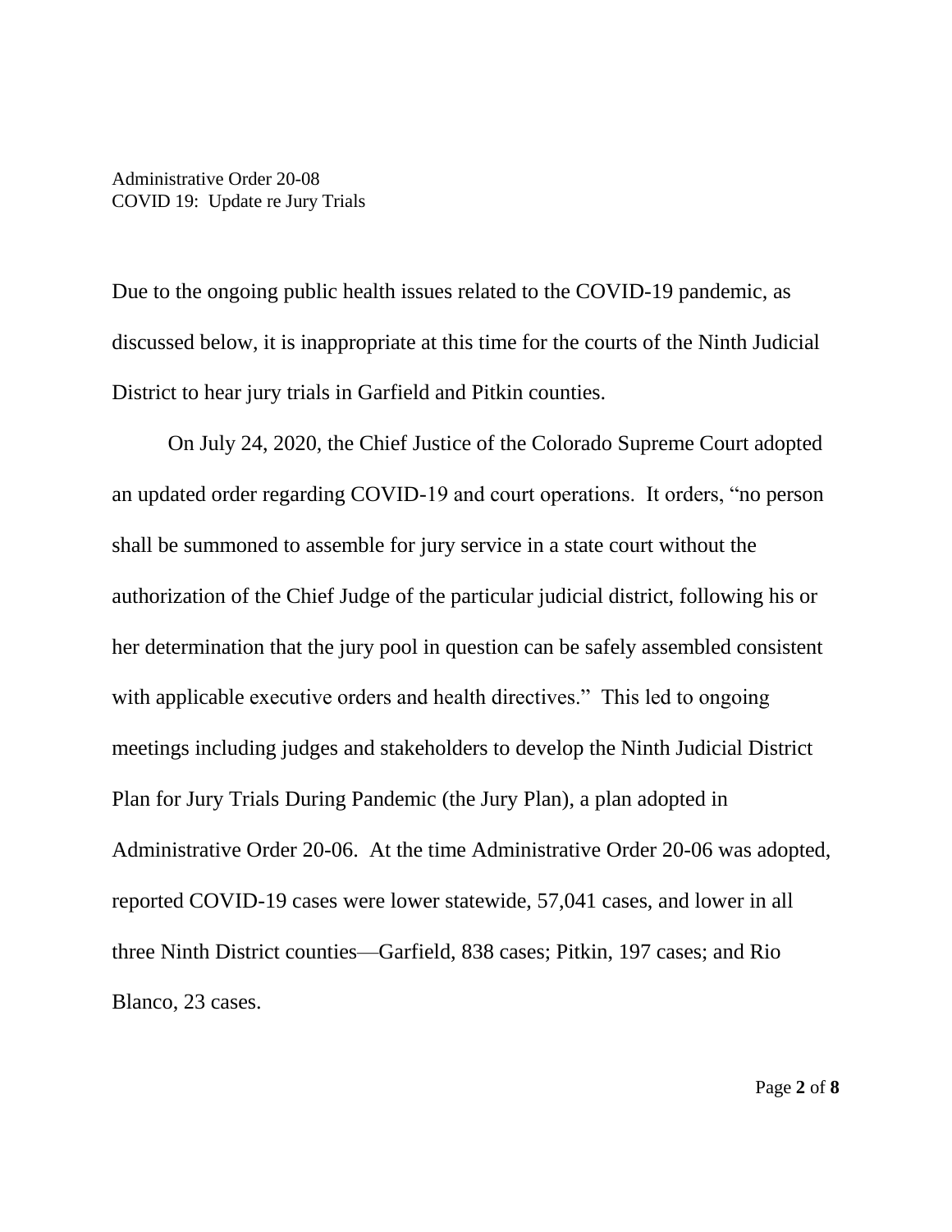Due to the ongoing public health issues related to the COVID-19 pandemic, as discussed below, it is inappropriate at this time for the courts of the Ninth Judicial District to hear jury trials in Garfield and Pitkin counties.

On July 24, 2020, the Chief Justice of the Colorado Supreme Court adopted an updated order regarding COVID-19 and court operations. It orders, "no person shall be summoned to assemble for jury service in a state court without the authorization of the Chief Judge of the particular judicial district, following his or her determination that the jury pool in question can be safely assembled consistent with applicable executive orders and health directives." This led to ongoing meetings including judges and stakeholders to develop the Ninth Judicial District Plan for Jury Trials During Pandemic (the Jury Plan), a plan adopted in Administrative Order 20-06. At the time Administrative Order 20-06 was adopted, reported COVID-19 cases were lower statewide, 57,041 cases, and lower in all three Ninth District counties—Garfield, 838 cases; Pitkin, 197 cases; and Rio Blanco, 23 cases.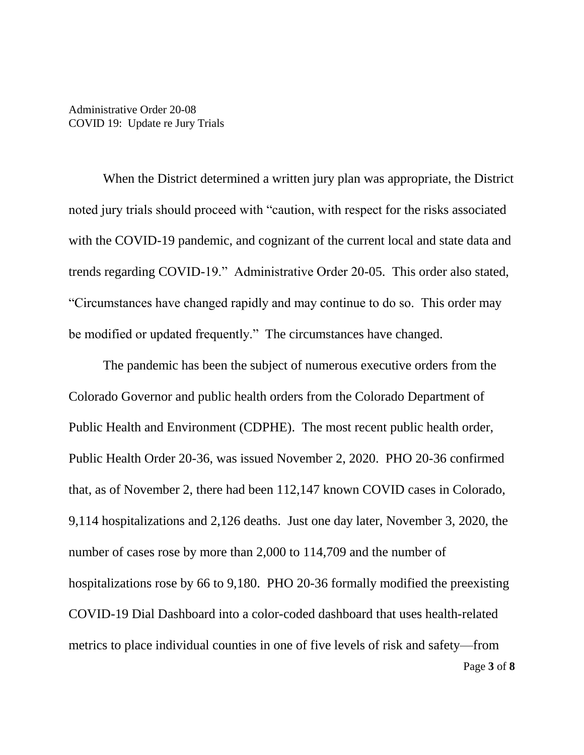When the District determined a written jury plan was appropriate, the District noted jury trials should proceed with "caution, with respect for the risks associated with the COVID-19 pandemic, and cognizant of the current local and state data and trends regarding COVID-19." Administrative Order 20-05. This order also stated, "Circumstances have changed rapidly and may continue to do so. This order may be modified or updated frequently." The circumstances have changed.

The pandemic has been the subject of numerous executive orders from the Colorado Governor and public health orders from the Colorado Department of Public Health and Environment (CDPHE). The most recent public health order, Public Health Order 20-36, was issued November 2, 2020. PHO 20-36 confirmed that, as of November 2, there had been 112,147 known COVID cases in Colorado, 9,114 hospitalizations and 2,126 deaths. Just one day later, November 3, 2020, the number of cases rose by more than 2,000 to 114,709 and the number of hospitalizations rose by 66 to 9,180. PHO 20-36 formally modified the preexisting COVID-19 Dial Dashboard into a color-coded dashboard that uses health-related metrics to place individual counties in one of five levels of risk and safety—from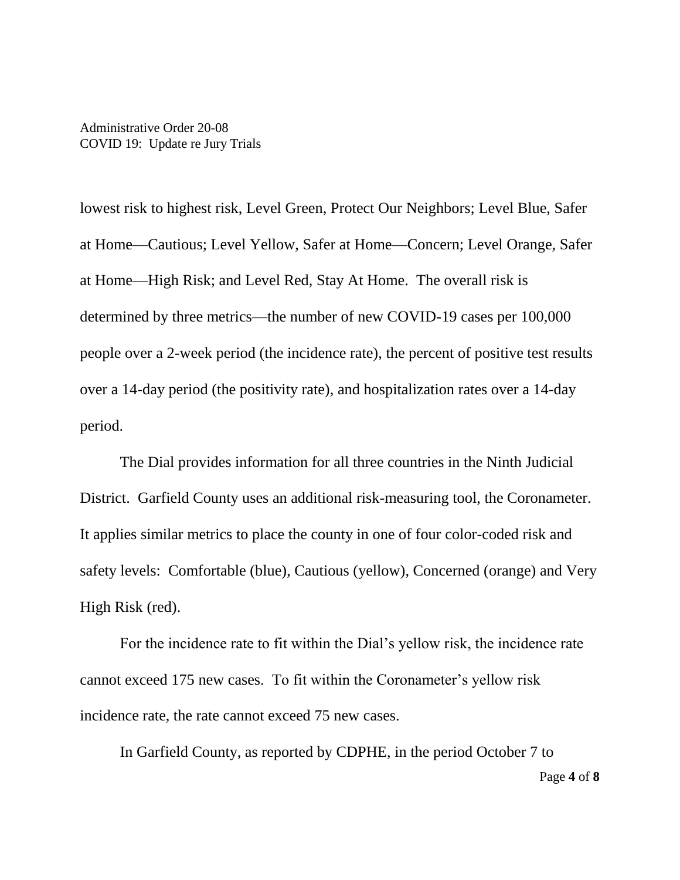lowest risk to highest risk, Level Green, Protect Our Neighbors; Level Blue, Safer at Home—Cautious; Level Yellow, Safer at Home—Concern; Level Orange, Safer at Home—High Risk; and Level Red, Stay At Home. The overall risk is determined by three metrics—the number of new COVID-19 cases per 100,000 people over a 2-week period (the incidence rate), the percent of positive test results over a 14-day period (the positivity rate), and hospitalization rates over a 14-day period.

The Dial provides information for all three countries in the Ninth Judicial District. Garfield County uses an additional risk-measuring tool, the Coronameter. It applies similar metrics to place the county in one of four color-coded risk and safety levels: Comfortable (blue), Cautious (yellow), Concerned (orange) and Very High Risk (red).

For the incidence rate to fit within the Dial's yellow risk, the incidence rate cannot exceed 175 new cases. To fit within the Coronameter's yellow risk incidence rate, the rate cannot exceed 75 new cases.

In Garfield County, as reported by CDPHE, in the period October 7 to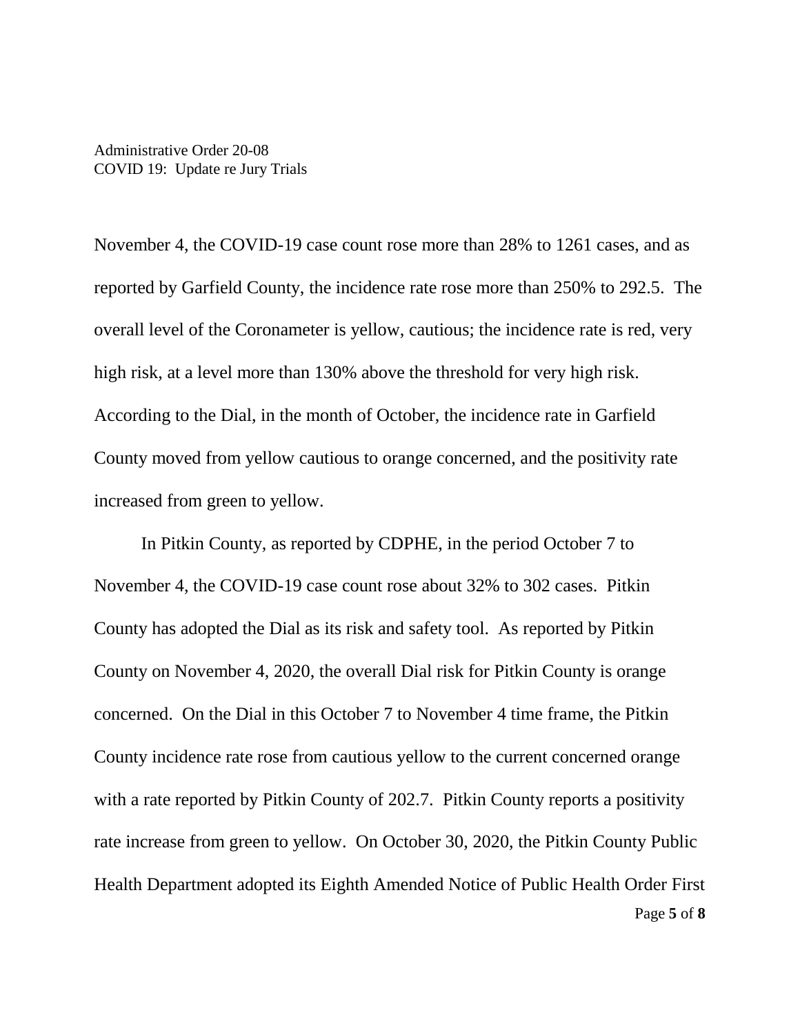November 4, the COVID-19 case count rose more than 28% to 1261 cases, and as reported by Garfield County, the incidence rate rose more than 250% to 292.5. The overall level of the Coronameter is yellow, cautious; the incidence rate is red, very high risk, at a level more than 130% above the threshold for very high risk. According to the Dial, in the month of October, the incidence rate in Garfield County moved from yellow cautious to orange concerned, and the positivity rate increased from green to yellow.

In Pitkin County, as reported by CDPHE, in the period October 7 to November 4, the COVID-19 case count rose about 32% to 302 cases. Pitkin County has adopted the Dial as its risk and safety tool. As reported by Pitkin County on November 4, 2020, the overall Dial risk for Pitkin County is orange concerned. On the Dial in this October 7 to November 4 time frame, the Pitkin County incidence rate rose from cautious yellow to the current concerned orange with a rate reported by Pitkin County of 202.7. Pitkin County reports a positivity rate increase from green to yellow. On October 30, 2020, the Pitkin County Public Health Department adopted its Eighth Amended Notice of Public Health Order First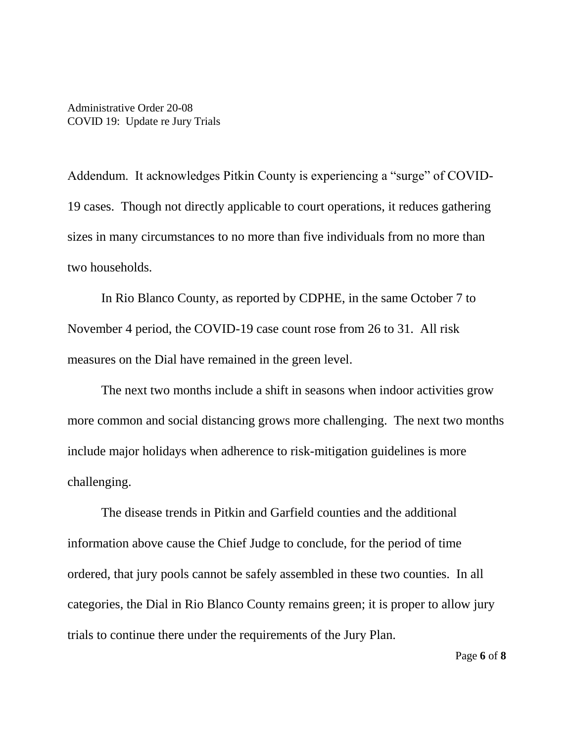Addendum. It acknowledges Pitkin County is experiencing a "surge" of COVID-19 cases. Though not directly applicable to court operations, it reduces gathering sizes in many circumstances to no more than five individuals from no more than two households.

In Rio Blanco County, as reported by CDPHE, in the same October 7 to November 4 period, the COVID-19 case count rose from 26 to 31. All risk measures on the Dial have remained in the green level.

The next two months include a shift in seasons when indoor activities grow more common and social distancing grows more challenging. The next two months include major holidays when adherence to risk-mitigation guidelines is more challenging.

The disease trends in Pitkin and Garfield counties and the additional information above cause the Chief Judge to conclude, for the period of time ordered, that jury pools cannot be safely assembled in these two counties. In all categories, the Dial in Rio Blanco County remains green; it is proper to allow jury trials to continue there under the requirements of the Jury Plan.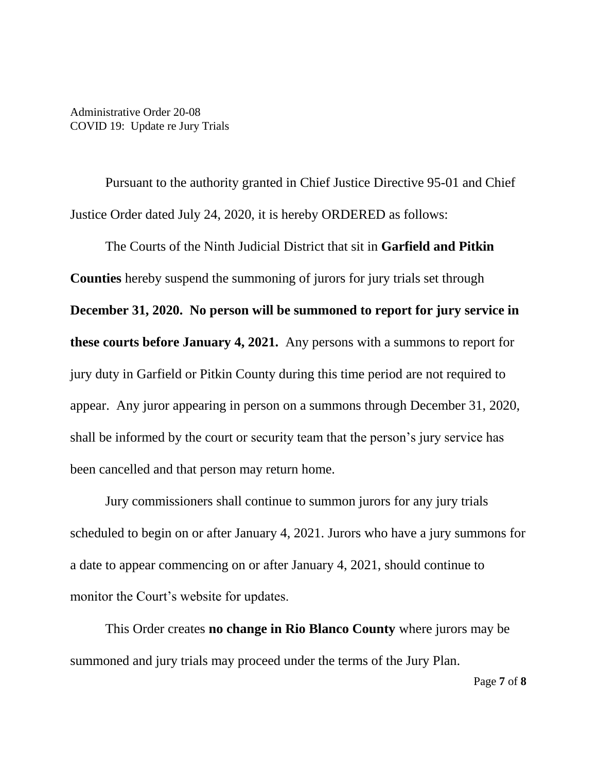Administrative Order 20-08
COVID 19: Update re Jury Trials

Pursuant to the authority granted in Chief Justice Directive 95-01 and Chief Justice Order dated July 24, 2020, it is hereby ORDERED as follows:

The Courts of the Ninth Judicial District that sit in **Garfield and Pitkin Counties** hereby suspend the summoning of jurors for jury trials set through **December 31, 2020. No person will be summoned to report for jury service in these courts before January 4, 2021.** Any persons with a summons to report for jury duty in Garfield or Pitkin County during this time period are not required to appear. Any juror appearing in person on a summons through December 31, 2020, shall be informed by the court or security team that the person's jury service has been cancelled and that person may return home.

Jury commissioners shall continue to summon jurors for any jury trials scheduled to begin on or after January 4, 2021. Jurors who have a jury summons for a date to appear commencing on or after January 4, 2021, should continue to monitor the Court's website for updates.

This Order creates **no change in Rio Blanco County** where jurors may be summoned and jury trials may proceed under the terms of the Jury Plan.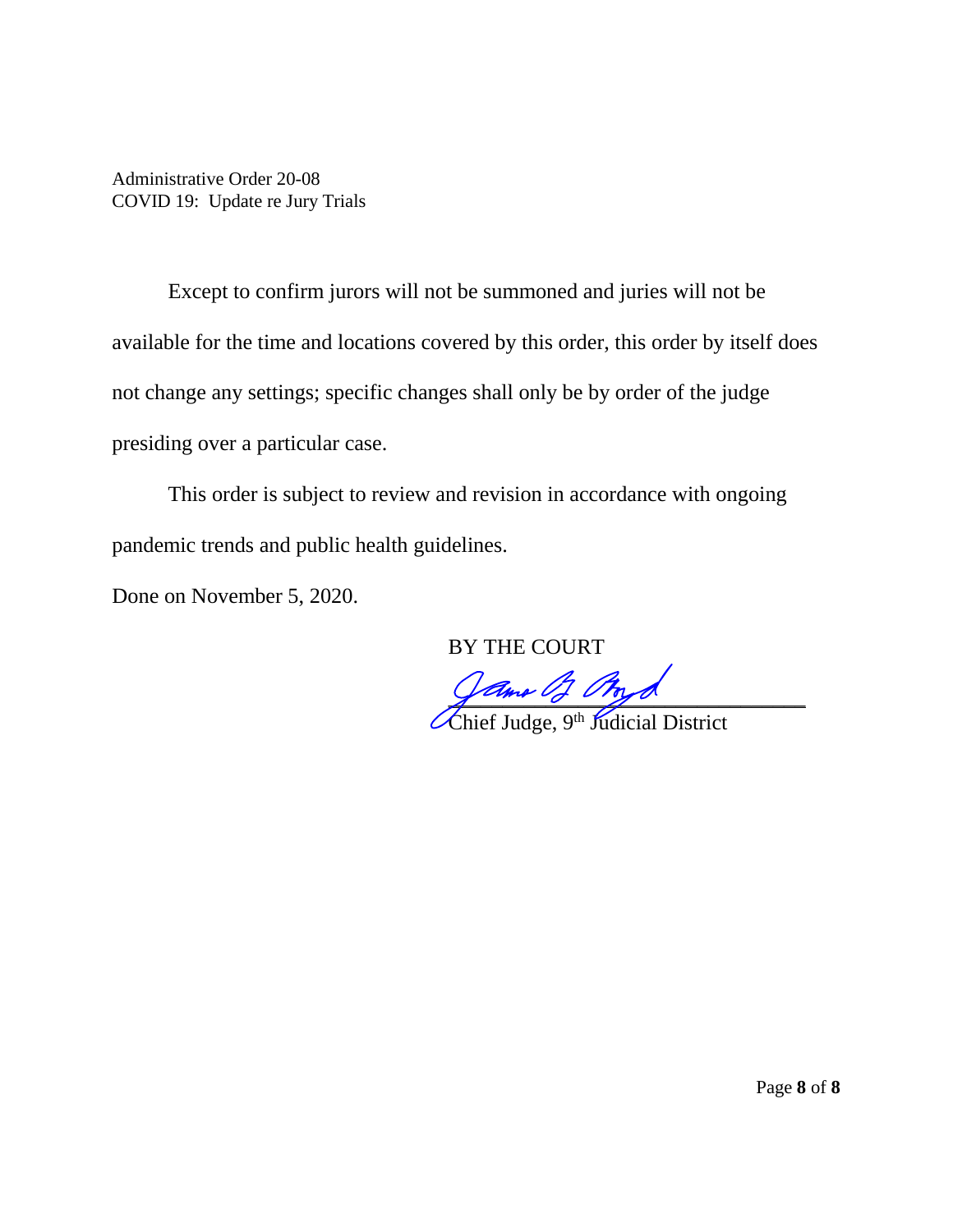Administrative Order 20-08
COVID 19: Update re Jury Trials

Except to confirm jurors will not be summoned and juries will not be available for the time and locations covered by this order, this order by itself does not change any settings; specific changes shall only be by order of the judge presiding over a particular case.

This order is subject to review and revision in accordance with ongoing pandemic trends and public health guidelines.

Done on November 5, 2020.

BY THE COURT

James G. Boyd
Chief Judge, 9th Judicial District